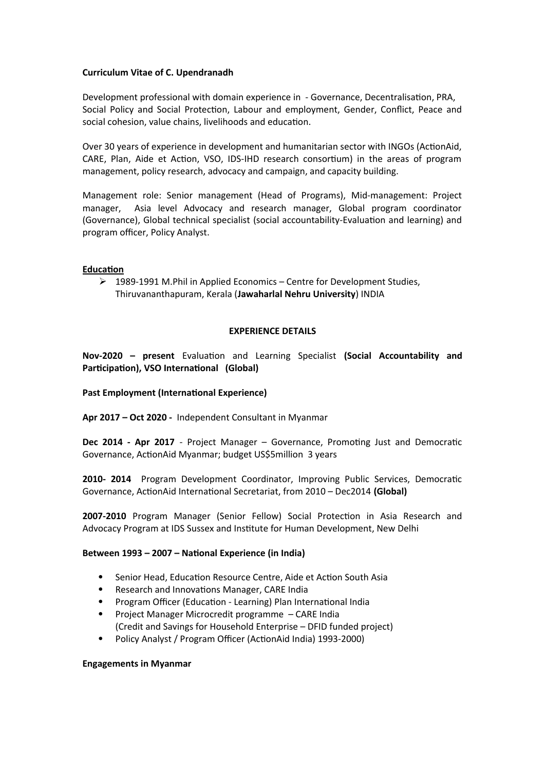**Curriculum Vitae of C. Upendranadh**

Development professional with domain experience in - Governance, Decentralisation, PRA, Social Policy and Social Protection, Labour and employment, Gender, Conflict, Peace and social cohesion, value chains, livelihoods and education.

Over 30 years of experience in development and humanitarian sector with INGOs (ActionAid, CARE, Plan, Aide et Action, VSO, IDS-IHD research consortium) in the areas of program management, policy research, advocacy and campaign, and capacity building.

Management role: Senior management (Head of Programs), Mid-management: Project manager, Asia level Advocacy and research manager, Global program coordinator (Governance), Global technical specialist (social accountability-Evaluation and learning) and program officer, Policy Analyst.

**Education**

- 1989-1991 M.Phil in Applied Economics – Centre for Development Studies, Thiruvananthapuram, Kerala (**Jawaharlal Nehru University**) INDIA

**EXPERIENCE DETAILS**

**Nov-2020 – present** Evaluation and Learning Specialist **(Social Accountability and Participation), VSO International (Global)**

**Past Employment (International Experience)**

**Apr 2017 – Oct 2020 -** Independent Consultant in Myanmar

**Dec 2014 - Apr 2017** - Project Manager – Governance, Promoting Just and Democratic Governance, ActionAid Myanmar; budget US$5million 3 years

**2010- 2014** Program Development Coordinator, Improving Public Services, Democratic Governance, ActionAid International Secretariat, from 2010 – Dec2014 **(Global)**

**2007-2010** Program Manager (Senior Fellow) Social Protection in Asia Research and Advocacy Program at IDS Sussex and Institute for Human Development, New Delhi

**Between 1993 – 2007 – National Experience (in India)**

- Senior Head, Education Resource Centre, Aide et Action South Asia
- Research and Innovations Manager, CARE India
- Program Officer (Education - Learning) Plan International India
- Project Manager Microcredit programme – CARE India (Credit and Savings for Household Enterprise – DFID funded project)
- Policy Analyst / Program Officer (ActionAid India) 1993-2000)

**Engagements in Myanmar**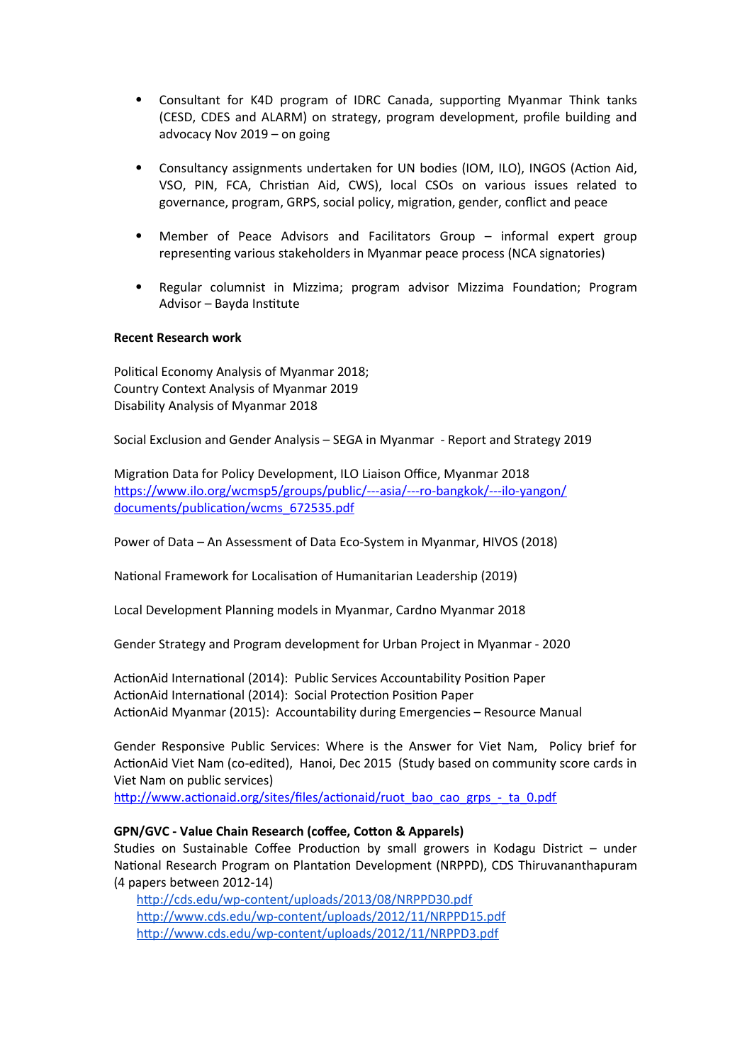- Consultant for K4D program of IDRC Canada, supporting Myanmar Think tanks (CESD, CDES and ALARM) on strategy, program development, profile building and advocacy Nov 2019 – on going

- Consultancy assignments undertaken for UN bodies (IOM, ILO), INGOS (Action Aid, VSO, PIN, FCA, Christian Aid, CWS), local CSOs on various issues related to governance, program, GRPS, social policy, migration, gender, conflict and peace

- Member of Peace Advisors and Facilitators Group – informal expert group representing various stakeholders in Myanmar peace process (NCA signatories)

- Regular columnist in Mizzima; program advisor Mizzima Foundation; Program Advisor – Bayda Institute

**Recent Research work**

Political Economy Analysis of Myanmar 2018;
Country Context Analysis of Myanmar 2019
Disability Analysis of Myanmar 2018

Social Exclusion and Gender Analysis – SEGA in Myanmar - Report and Strategy 2019

Migration Data for Policy Development, ILO Liaison Office, Myanmar 2018
https://www.ilo.org/wcmsp5/groups/public/---asia/---ro-bangkok/---ilo-yangon/documents/publication/wcms_672535.pdf

Power of Data – An Assessment of Data Eco-System in Myanmar, HIVOS (2018)

National Framework for Localisation of Humanitarian Leadership (2019)

Local Development Planning models in Myanmar, Cardno Myanmar 2018

Gender Strategy and Program development for Urban Project in Myanmar - 2020

ActionAid International (2014): Public Services Accountability Position Paper
ActionAid International (2014): Social Protection Position Paper
ActionAid Myanmar (2015): Accountability during Emergencies – Resource Manual

Gender Responsive Public Services: Where is the Answer for Viet Nam, Policy brief for ActionAid Viet Nam (co-edited), Hanoi, Dec 2015 (Study based on community score cards in Viet Nam on public services)
http://www.actionaid.org/sites/files/actionaid/ruot_bao_cao_grps_-_ta_0.pdf

**GPN/GVC - Value Chain Research (coffee, Cotton & Apparels)**
Studies on Sustainable Coffee Production by small growers in Kodagu District – under National Research Program on Plantation Development (NRPPD), CDS Thiruvananthapuram (4 papers between 2012-14)

http://cds.edu/wp-content/uploads/2013/08/NRPPD30.pdf
http://www.cds.edu/wp-content/uploads/2012/11/NRPPD15.pdf
http://www.cds.edu/wp-content/uploads/2012/11/NRPPD3.pdf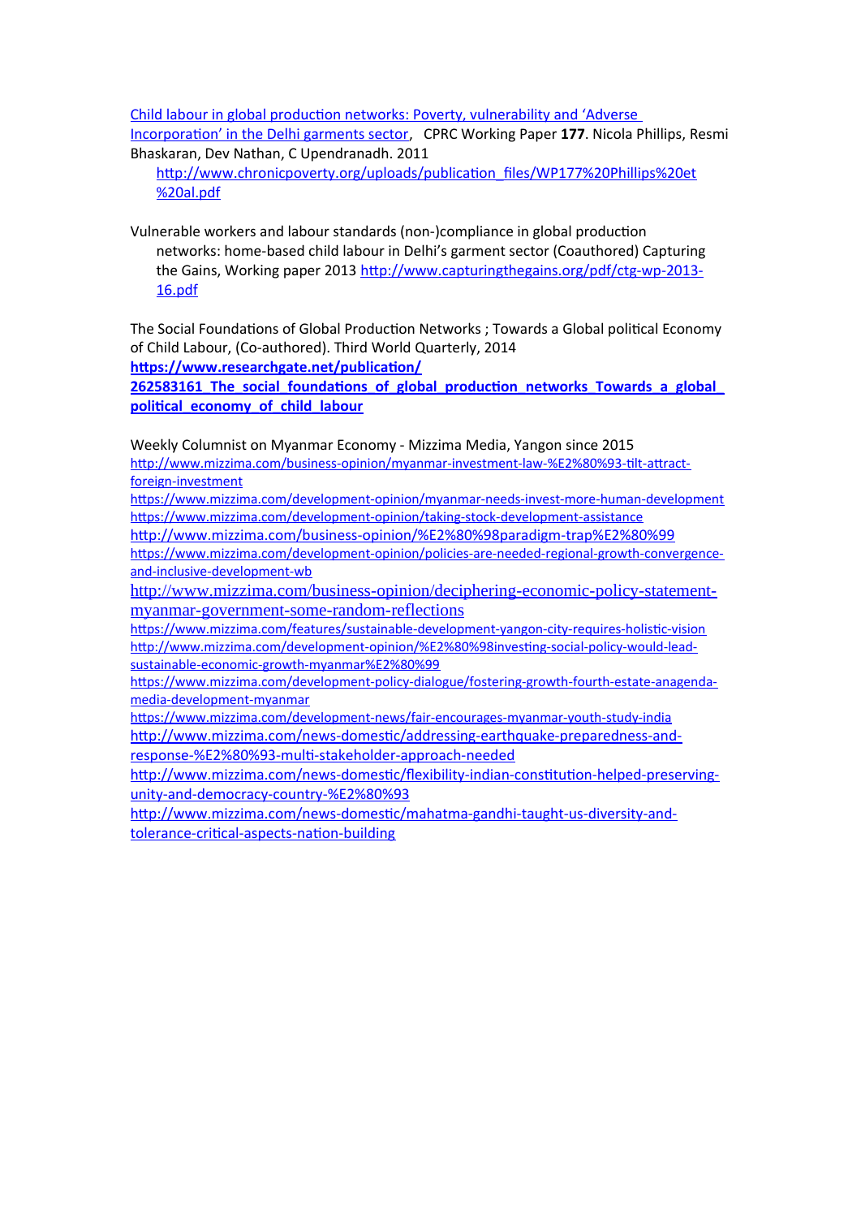[Child labour in global production networks: Poverty, vulnerability and 'Adverse Incorporation' in the Delhi garments sector](http://www.chronicpoverty.org/uploads/publication_files/WP177%20Phillips%20et%20al.pdf), CPRC Working Paper **177**. Nicola Phillips, Resmi Bhaskaran, Dev Nathan, C Upendranadh. 2011

http://www.chronicpoverty.org/uploads/publication_files/WP177%20Phillips%20et%20al.pdf

Vulnerable workers and labour standards (non-)compliance in global production networks: home-based child labour in Delhi's garment sector (Coauthored) Capturing the Gains, Working paper 2013 http://www.capturingthegains.org/pdf/ctg-wp-2013-16.pdf

The Social Foundations of Global Production Networks ; Towards a Global political Economy of Child Labour, (Co-authored). Third World Quarterly, 2014

**https://www.researchgate.net/publication/262583161_The_social_foundations_of_global_production_networks_Towards_a_global_political_economy_of_child_labour**

Weekly Columnist on Myanmar Economy - Mizzima Media, Yangon since 2015

http://www.mizzima.com/business-opinion/myanmar-investment-law-%E2%80%93-tilt-attract-foreign-investment

https://www.mizzima.com/development-opinion/myanmar-needs-invest-more-human-development

https://www.mizzima.com/development-opinion/taking-stock-development-assistance

http://www.mizzima.com/business-opinion/%E2%80%98paradigm-trap%E2%80%99

https://www.mizzima.com/development-opinion/policies-are-needed-regional-growth-convergence-and-inclusive-development-wb

http://www.mizzima.com/business-opinion/deciphering-economic-policy-statement-myanmar-government-some-random-reflections

https://www.mizzima.com/features/sustainable-development-yangon-city-requires-holistic-vision

http://www.mizzima.com/development-opinion/%E2%80%98investing-social-policy-would-lead-sustainable-economic-growth-myanmar%E2%80%99

https://www.mizzima.com/development-policy-dialogue/fostering-growth-fourth-estate-anagenda-media-development-myanmar

https://www.mizzima.com/development-news/fair-encourages-myanmar-youth-study-india

http://www.mizzima.com/news-domestic/addressing-earthquake-preparedness-and-response-%E2%80%93-multi-stakeholder-approach-needed

http://www.mizzima.com/news-domestic/flexibility-indian-constitution-helped-preserving-unity-and-democracy-country-%E2%80%93

http://www.mizzima.com/news-domestic/mahatma-gandhi-taught-us-diversity-and-tolerance-critical-aspects-nation-building